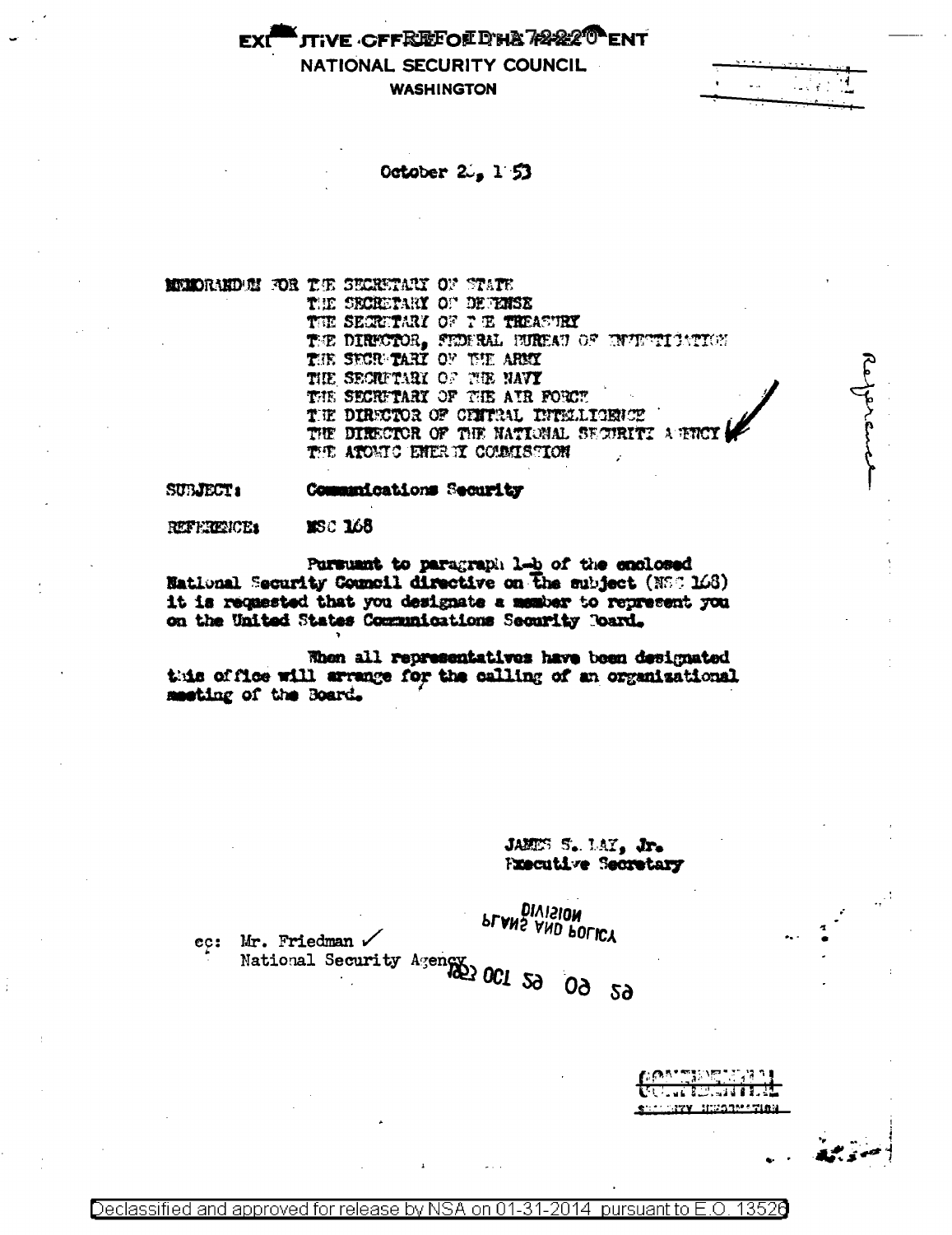EXECUTIVE OFFICE OF THE PRESIDENT

NATIONAL SECURITY COUNCIL

WASHINGTON

October 2_, 1953

MEMORANDUM FOR THE SECRETARY OF STATE
THE SECRETARY OF DEFENSE
THE SECRETARY OF THE TREASURY
THE DIRECTOR, FEDERAL BUREAU OF INVESTIGATION
THE SECRETARY OF THE ARMY
THE SECRETARY OF THE NAVY
THE SECRETARY OF THE AIR FORCE
THE DIRECTOR OF CENTRAL INTELLIGENCE
THE DIRECTOR OF THE NATIONAL SECURITY AGENCY
THE ATOMIC ENERGY COMMISSION

SUBJECT: Communications Security

REFERENCE: NSC 168

Pursuant to paragraph 1-b of the enclosed National Security Council directive on the subject (NSC 168) it is requested that you designate a member to represent you on the United States Communications Security Board.

When all representatives have been designated this office will arrange for the calling of an organizational meeting of the Board.

JAMES S. LAY, Jr.
Executive Secretary

cc: Mr. Friedman ✓
National Security Agency

PLANS AND POLICY DIVISION

OCT 26 09 52

Reference

CONFIDENTIAL
SECURITY INFORMATION

Declassified and approved for release by NSA on 01-31-2014 pursuant to E.O. 13526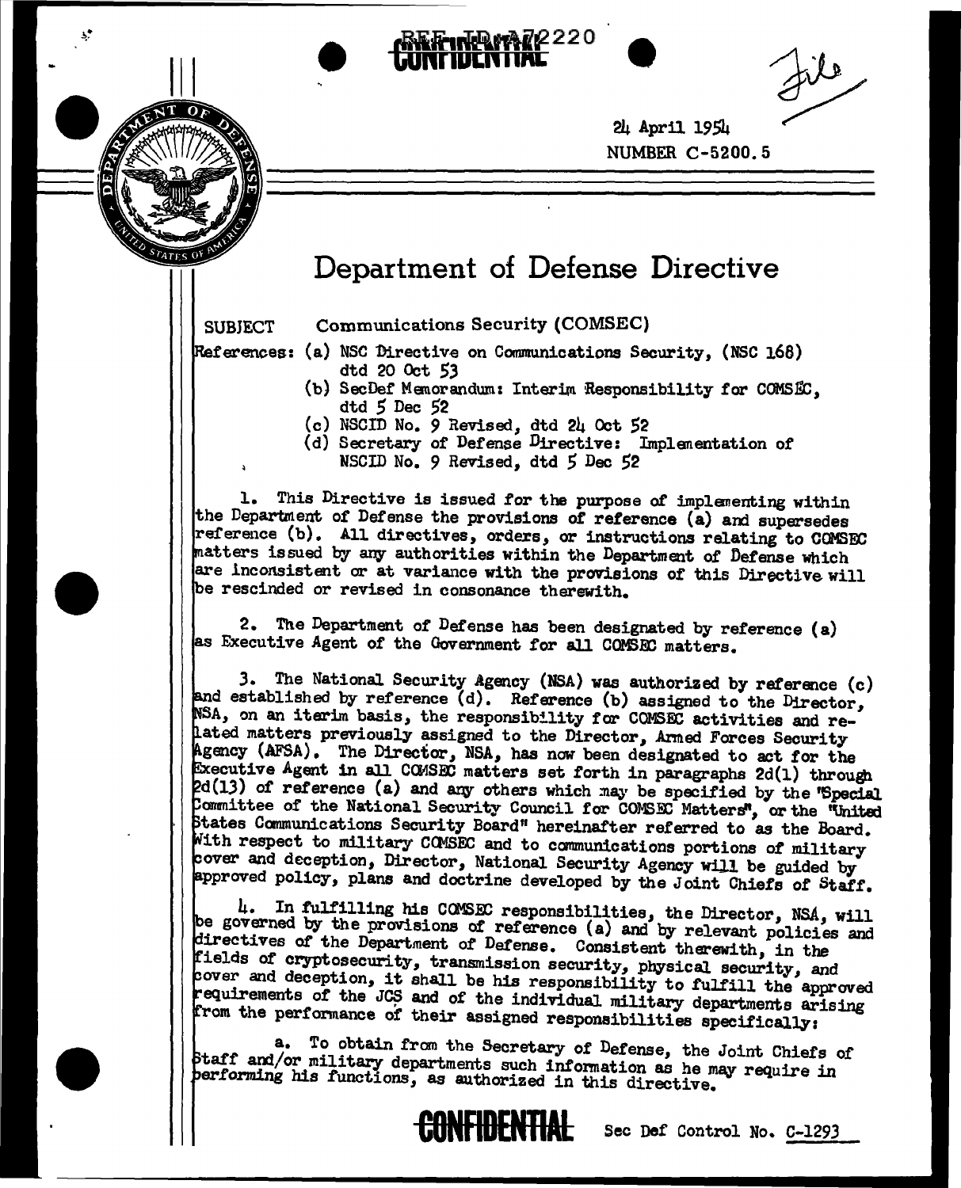REF ID:A72220

CONFIDENTIAL

File

24 April 1954
NUMBER C-5200.5

# Department of Defense Directive

SUBJECT Communications Security (COMSEC)

References: (a) NSC Directive on Communications Security, (NSC 168) dtd 20 Oct 53
(b) SecDef Memorandum: Interim Responsibility for COMSEC, dtd 5 Dec 52
(c) NSCID No. 9 Revised, dtd 24 Oct 52
(d) Secretary of Defense Directive: Implementation of NSCID No. 9 Revised, dtd 5 Dec 52

1. This Directive is issued for the purpose of implementing within the Department of Defense the provisions of reference (a) and supersedes reference (b). All directives, orders, or instructions relating to COMSEC matters issued by any authorities within the Department of Defense which are inconsistent or at variance with the provisions of this Directive will be rescinded or revised in consonance therewith.

2. The Department of Defense has been designated by reference (a) as Executive Agent of the Government for all COMSEC matters.

3. The National Security Agency (NSA) was authorized by reference (c) and established by reference (d). Reference (b) assigned to the Director, NSA, on an interim basis, the responsibility for COMSEC activities and related matters previously assigned to the Director, Armed Forces Security Agency (AFSA). The Director, NSA, has now been designated to act for the Executive Agent in all COMSEC matters set forth in paragraphs 2d(1) through 2d(13) of reference (a) and any others which may be specified by the "Special Committee of the National Security Council for COMSEC Matters", or the "United States Communications Security Board" hereinafter referred to as the Board. With respect to military COMSEC and to communications portions of military cover and deception, Director, National Security Agency will be guided by approved policy, plans and doctrine developed by the Joint Chiefs of Staff.

4. In fulfilling his COMSEC responsibilities, the Director, NSA, will be governed by the provisions of reference (a) and by relevant policies and directives of the Department of Defense. Consistent therewith, in the fields of cryptosecurity, transmission security, physical security, and cover and deception, it shall be his responsibility to fulfill the approved requirements of the JCS and of the individual military departments arising from the performance of their assigned responsibilities specifically:

a. To obtain from the Secretary of Defense, the Joint Chiefs of Staff and/or military departments such information as he may require in performing his functions, as authorized in this directive.

CONFIDENTIAL Sec Def Control No. C-1293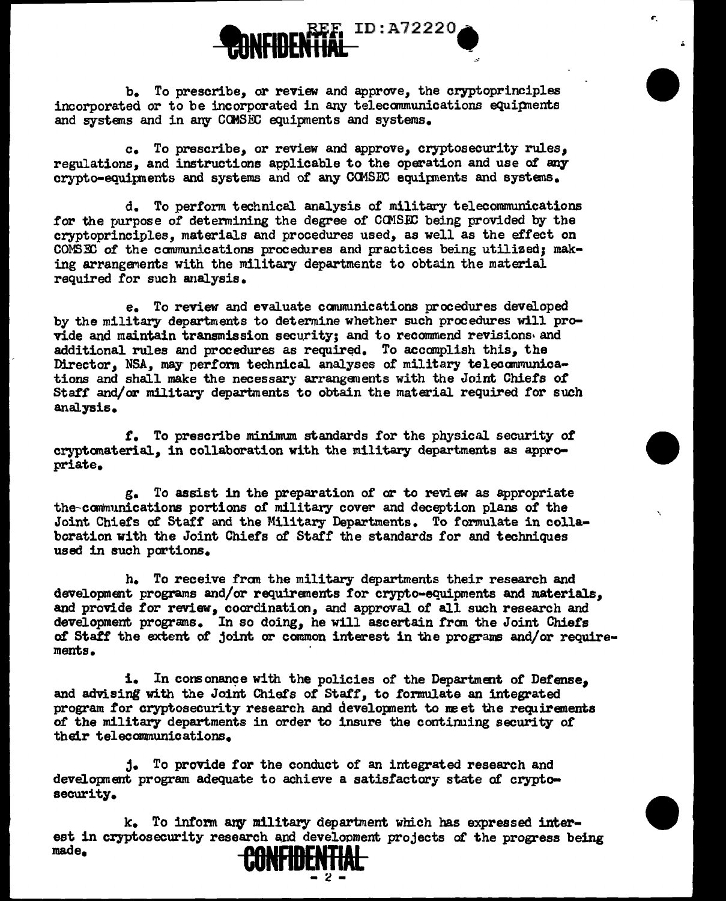b. To prescribe, or review and approve, the cryptoprinciples incorporated or to be incorporated in any telecommunications equipments and systems and in any COMSEC equipments and systems.

c. To prescribe, or review and approve, cryptosecurity rules, regulations, and instructions applicable to the operation and use of any crypto-equipments and systems and of any COMSEC equipments and systems.

d. To perform technical analysis of military telecommunications for the purpose of determining the degree of COMSEC being provided by the cryptoprinciples, materials and procedures used, as well as the effect on COMSEC of the communications procedures and practices being utilized; making arrangements with the military departments to obtain the material required for such analysis.

e. To review and evaluate communications procedures developed by the military departments to determine whether such procedures will provide and maintain transmission security; and to recommend revisions and additional rules and procedures as required. To accomplish this, the Director, NSA, may perform technical analyses of military telecommunications and shall make the necessary arrangements with the Joint Chiefs of Staff and/or military departments to obtain the material required for such analysis.

f. To prescribe minimum standards for the physical security of cryptomaterial, in collaboration with the military departments as appropriate.

g. To assist in the preparation of or to review as appropriate the communications portions of military cover and deception plans of the Joint Chiefs of Staff and the Military Departments. To formulate in collaboration with the Joint Chiefs of Staff the standards for and techniques used in such portions.

h. To receive from the military departments their research and development programs and/or requirements for crypto-equipments and materials, and provide for review, coordination, and approval of all such research and development programs. In so doing, he will ascertain from the Joint Chiefs of Staff the extent of joint or common interest in the programs and/or requirements.

i. In consonance with the policies of the Department of Defense, and advising with the Joint Chiefs of Staff, to formulate an integrated program for cryptosecurity research and development to meet the requirements of the military departments in order to insure the continuing security of their telecommunications.

j. To provide for the conduct of an integrated research and development program adequate to achieve a satisfactory state of cryptosecurity.

k. To inform any military department which has expressed interest in cryptosecurity research and development projects of the progress being made.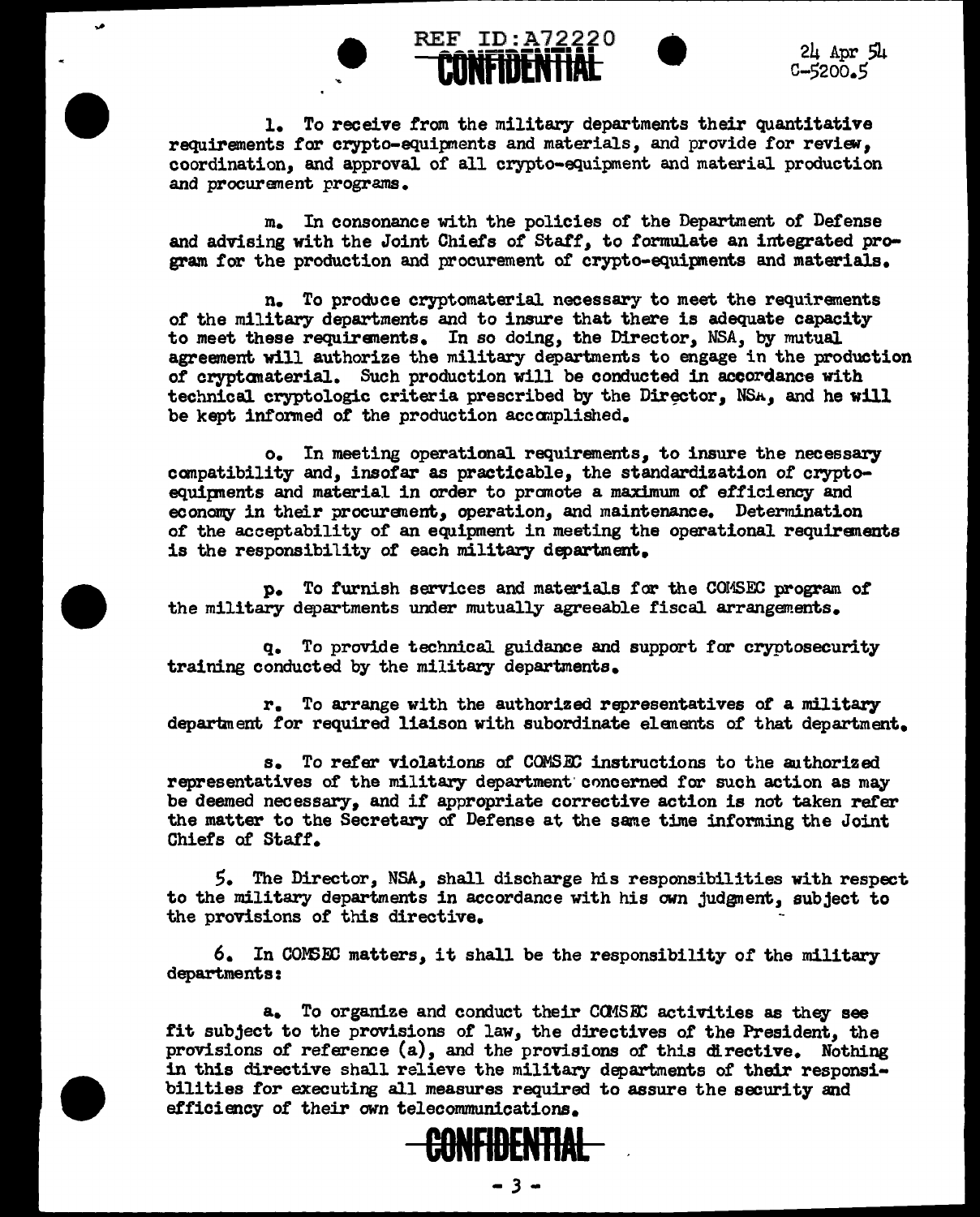l. To receive from the military departments their quantitative requirements for crypto-equipments and materials, and provide for review, coordination, and approval of all crypto-equipment and material production and procurement programs.

m. In consonance with the policies of the Department of Defense and advising with the Joint Chiefs of Staff, to formulate an integrated program for the production and procurement of crypto-equipments and materials.

n. To produce cryptomaterial necessary to meet the requirements of the military departments and to insure that there is adequate capacity to meet these requirements. In so doing, the Director, NSA, by mutual agreement will authorize the military departments to engage in the production of cryptomaterial. Such production will be conducted in accordance with technical cryptologic criteria prescribed by the Director, NSA, and he will be kept informed of the production accomplished.

o. In meeting operational requirements, to insure the necessary compatibility and, insofar as practicable, the standardization of crypto-equipments and material in order to promote a maximum of efficiency and economy in their procurement, operation, and maintenance. Determination of the acceptability of an equipment in meeting the operational requirements is the responsibility of each military department.

p. To furnish services and materials for the COMSEC program of the military departments under mutually agreeable fiscal arrangements.

q. To provide technical guidance and support for cryptosecurity training conducted by the military departments.

r. To arrange with the authorized representatives of a military department for required liaison with subordinate elements of that department.

s. To refer violations of COMSEC instructions to the authorized representatives of the military department concerned for such action as may be deemed necessary, and if appropriate corrective action is not taken refer the matter to the Secretary of Defense at the same time informing the Joint Chiefs of Staff.

5. The Director, NSA, shall discharge his responsibilities with respect to the military departments in accordance with his own judgment, subject to the provisions of this directive.

6. In COMSEC matters, it shall be the responsibility of the military departments:

a. To organize and conduct their COMSEC activities as they see fit subject to the provisions of law, the directives of the President, the provisions of reference (a), and the provisions of this directive. Nothing in this directive shall relieve the military departments of their responsibilities for executing all measures required to assure the security and efficiency of their own telecommunications.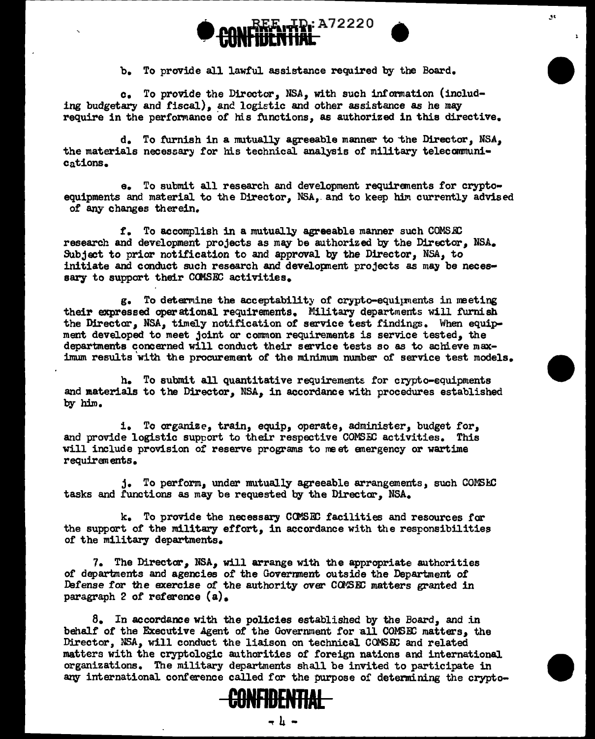b. To provide all lawful assistance required by the Board.

c. To provide the Director, NSA, with such information (including budgetary and fiscal), and logistic and other assistance as he may require in the performance of his functions, as authorized in this directive.

d. To furnish in a mutually agreeable manner to the Director, NSA, the materials necessary for his technical analysis of military telecommunications.

e. To submit all research and development requirements for crypto-equipments and material to the Director, NSA, and to keep him currently advised of any changes therein.

f. To accomplish in a mutually agreeable manner such COMSEC research and development projects as may be authorized by the Director, NSA. Subject to prior notification to and approval by the Director, NSA, to initiate and conduct such research and development projects as may be necessary to support their COMSEC activities.

g. To determine the acceptability of crypto-equipments in meeting their expressed operational requirements. Military departments will furnish the Director, NSA, timely notification of service test findings. When equipment developed to meet joint or common requirements is service tested, the departments concerned will conduct their service tests so as to achieve maximum results with the procurement of the minimum number of service test models.

h. To submit all quantitative requirements for crypto-equipments and materials to the Director, NSA, in accordance with procedures established by him.

i. To organize, train, equip, operate, administer, budget for, and provide logistic support to their respective COMSEC activities. This will include provision of reserve programs to meet emergency or wartime requirements.

j. To perform, under mutually agreeable arrangements, such COMSEC tasks and functions as may be requested by the Director, NSA.

k. To provide the necessary COMSEC facilities and resources for the support of the military effort, in accordance with the responsibilities of the military departments.

7. The Director, NSA, will arrange with the appropriate authorities of departments and agencies of the Government outside the Department of Defense for the exercise of the authority over COMSEC matters granted in paragraph 2 of reference (a).

8. In accordance with the policies established by the Board, and in behalf of the Executive Agent of the Government for all COMSEC matters, the Director, NSA, will conduct the liaison on technical COMSEC and related matters with the cryptologic authorities of foreign nations and international organizations. The military departments shall be invited to participate in any international conference called for the purpose of determining the crypto-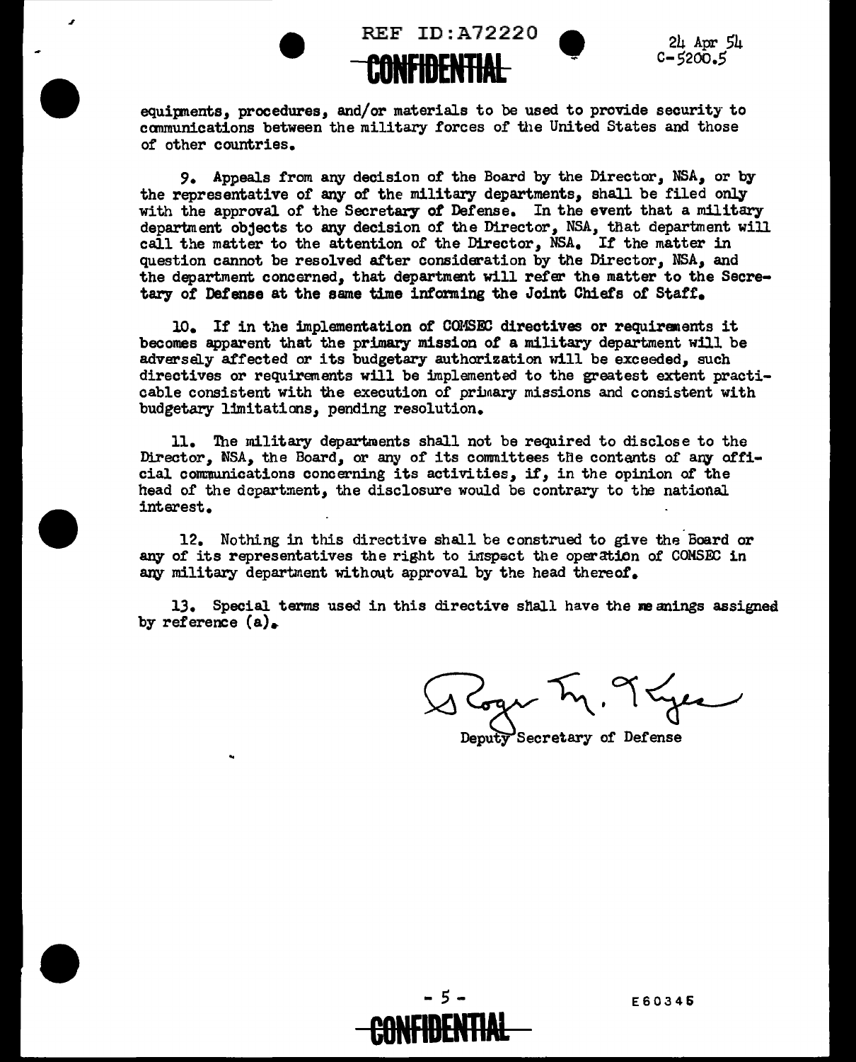equipments, procedures, and/or materials to be used to provide security to communications between the military forces of the United States and those of other countries.

9. Appeals from any decision of the Board by the Director, NSA, or by the representative of any of the military departments, shall be filed only with the approval of the Secretary of Defense. In the event that a military department objects to any decision of the Director, NSA, that department will call the matter to the attention of the Director, NSA. If the matter in question cannot be resolved after consideration by the Director, NSA, and the department concerned, that department will refer the matter to the Secretary of Defense at the same time informing the Joint Chiefs of Staff.

10. If in the implementation of COMSEC directives or requirements it becomes apparent that the primary mission of a military department will be adversely affected or its budgetary authorization will be exceeded, such directives or requirements will be implemented to the greatest extent practicable consistent with the execution of primary missions and consistent with budgetary limitations, pending resolution.

11. The military departments shall not be required to disclose to the Director, NSA, the Board, or any of its committees the contents of any official communications concerning its activities, if, in the opinion of the head of the department, the disclosure would be contrary to the national interest.

12. Nothing in this directive shall be construed to give the Board or any of its representatives the right to inspect the operation of COMSEC in any military department without approval by the head thereof.

13. Special terms used in this directive shall have the meanings assigned by reference (a).

Roger M. Kyes

Deputy Secretary of Defense